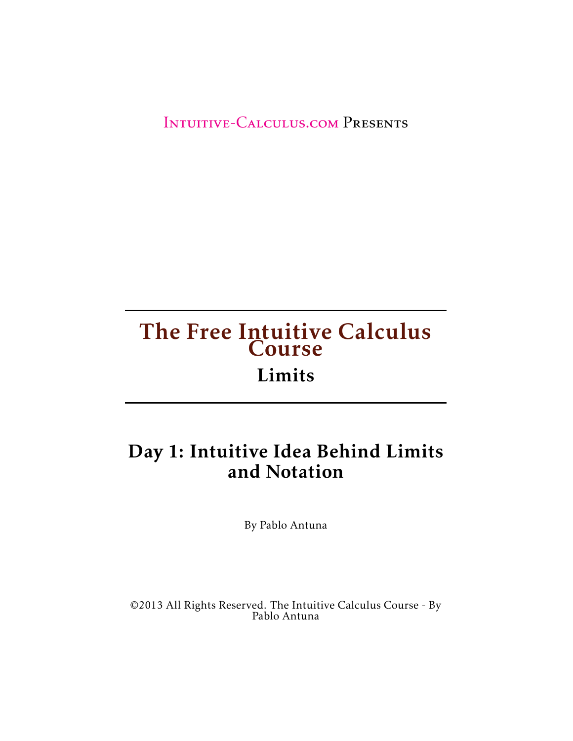Intuitive-Calculus.com Presents

# The Free Intuitive Calculus Course

## Limits

## Day 1: Intuitive Idea Behind Limits and Notation

By Pablo Antuna

©2013 All Rights Reserved. The Intuitive Calculus Course - By Pablo Antuna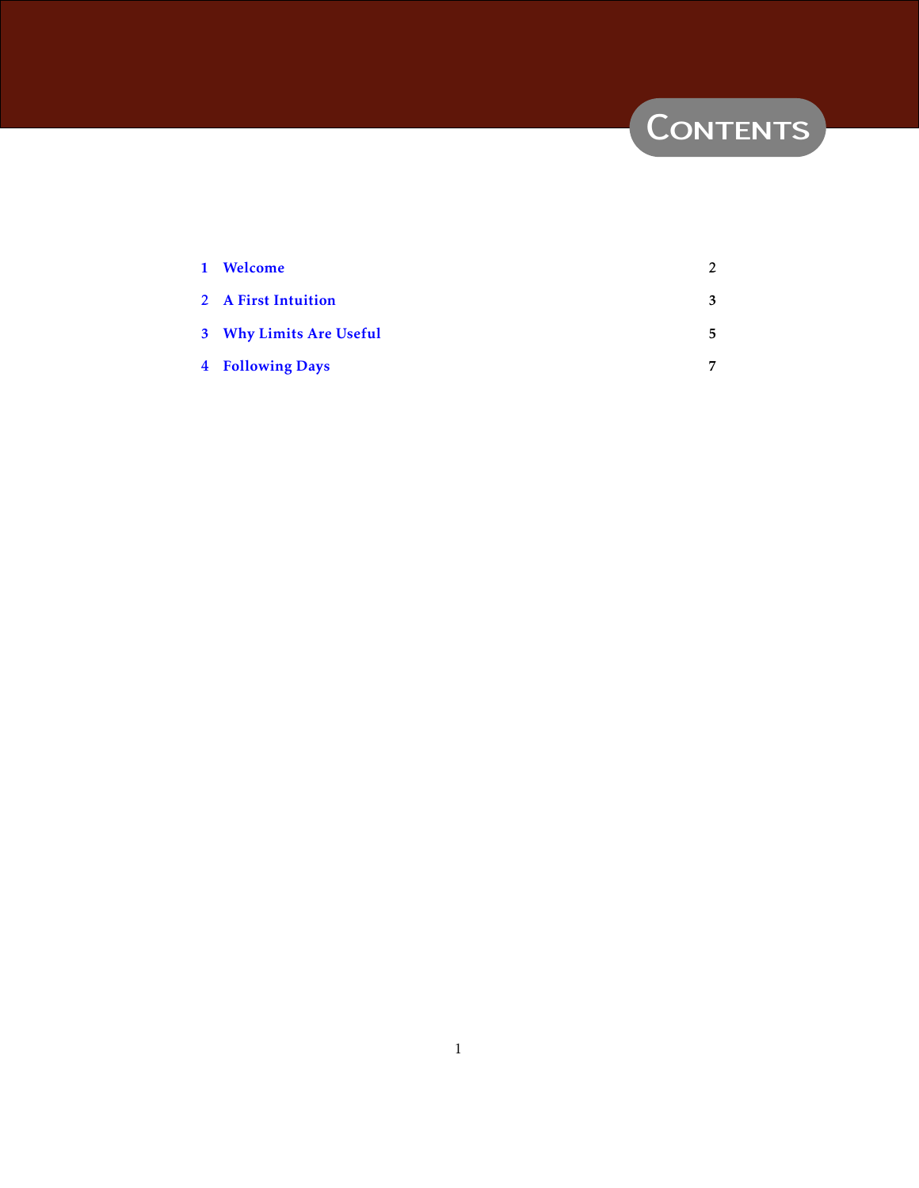# Contents

| | | |
|---|---|---|
| 1 | Welcome | 2 |
| 2 | A First Intuition | 3 |
| 3 | Why Limits Are Useful | 5 |
| 4 | Following Days | 7 |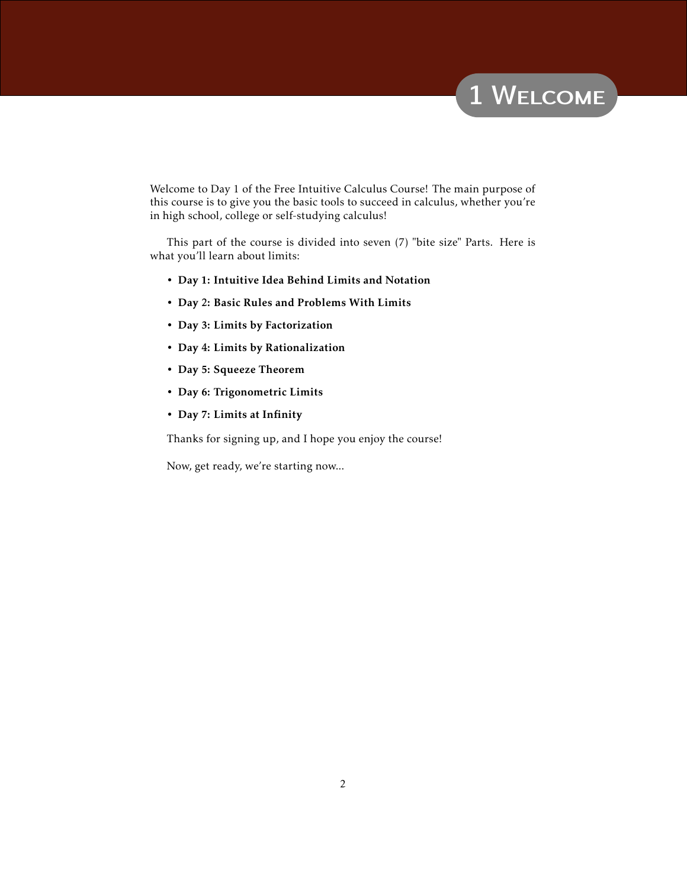# 1 Welcome

Welcome to Day 1 of the Free Intuitive Calculus Course! The main purpose of this course is to give you the basic tools to succeed in calculus, whether you're in high school, college or self-studying calculus!

This part of the course is divided into seven (7) "bite size" Parts. Here is what you'll learn about limits:

- **Day 1: Intuitive Idea Behind Limits and Notation**
- **Day 2: Basic Rules and Problems With Limits**
- **Day 3: Limits by Factorization**
- **Day 4: Limits by Rationalization**
- **Day 5: Squeeze Theorem**
- **Day 6: Trigonometric Limits**
- **Day 7: Limits at Infinity**

Thanks for signing up, and I hope you enjoy the course!

Now, get ready, we're starting now...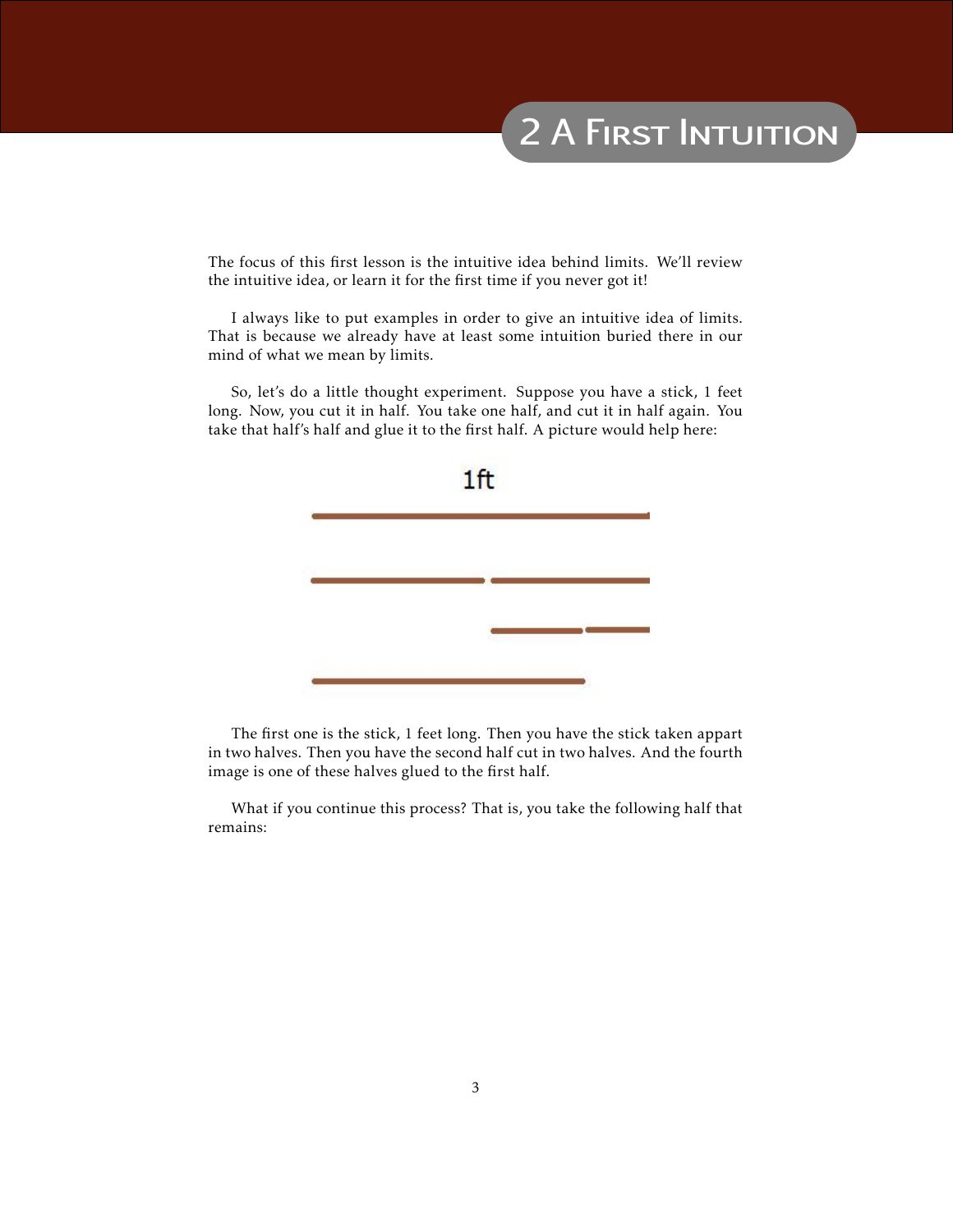# 2 A First Intuition

The focus of this first lesson is the intuitive idea behind limits. We'll review the intuitive idea, or learn it for the first time if you never got it!

I always like to put examples in order to give an intuitive idea of limits. That is because we already have at least some intuition buried there in our mind of what we mean by limits.

So, let's do a little thought experiment. Suppose you have a stick, 1 feet long. Now, you cut it in half. You take one half, and cut it in half again. You take that half's half and glue it to the first half. A picture would help here:

1ft

The first one is the stick, 1 feet long. Then you have the stick taken appart in two halves. Then you have the second half cut in two halves. And the fourth image is one of these halves glued to the first half.

What if you continue this process? That is, you take the following half that remains: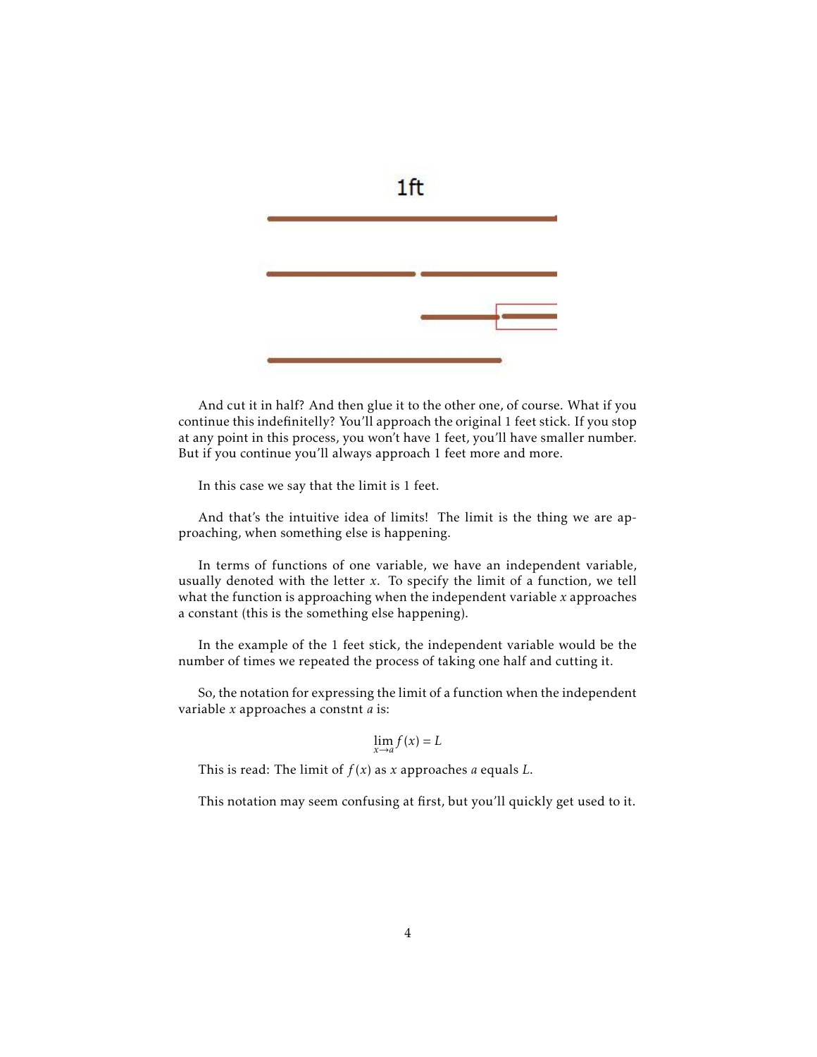And cut it in half? And then glue it to the other one, of course. What if you continue this indefinitelly? You'll approach the original 1 feet stick. If you stop at any point in this process, you won't have 1 feet, you'll have smaller number. But if you continue you'll always approach 1 feet more and more.

In this case we say that the limit is 1 feet.

And that's the intuitive idea of limits! The limit is the thing we are approaching, when something else is happening.

In terms of functions of one variable, we have an independent variable, usually denoted with the letter $x$. To specify the limit of a function, we tell what the function is approaching when the independent variable $x$ approaches a constant (this is the something else happening).

In the example of the 1 feet stick, the independent variable would be the number of times we repeated the process of taking one half and cutting it.

So, the notation for expressing the limit of a function when the independent variable $x$ approaches a constnt $a$ is:

$$\lim_{x \to a} f(x) = L$$

This is read: The limit of $f(x)$ as $x$ approaches $a$ equals $L$.

This notation may seem confusing at first, but you'll quickly get used to it.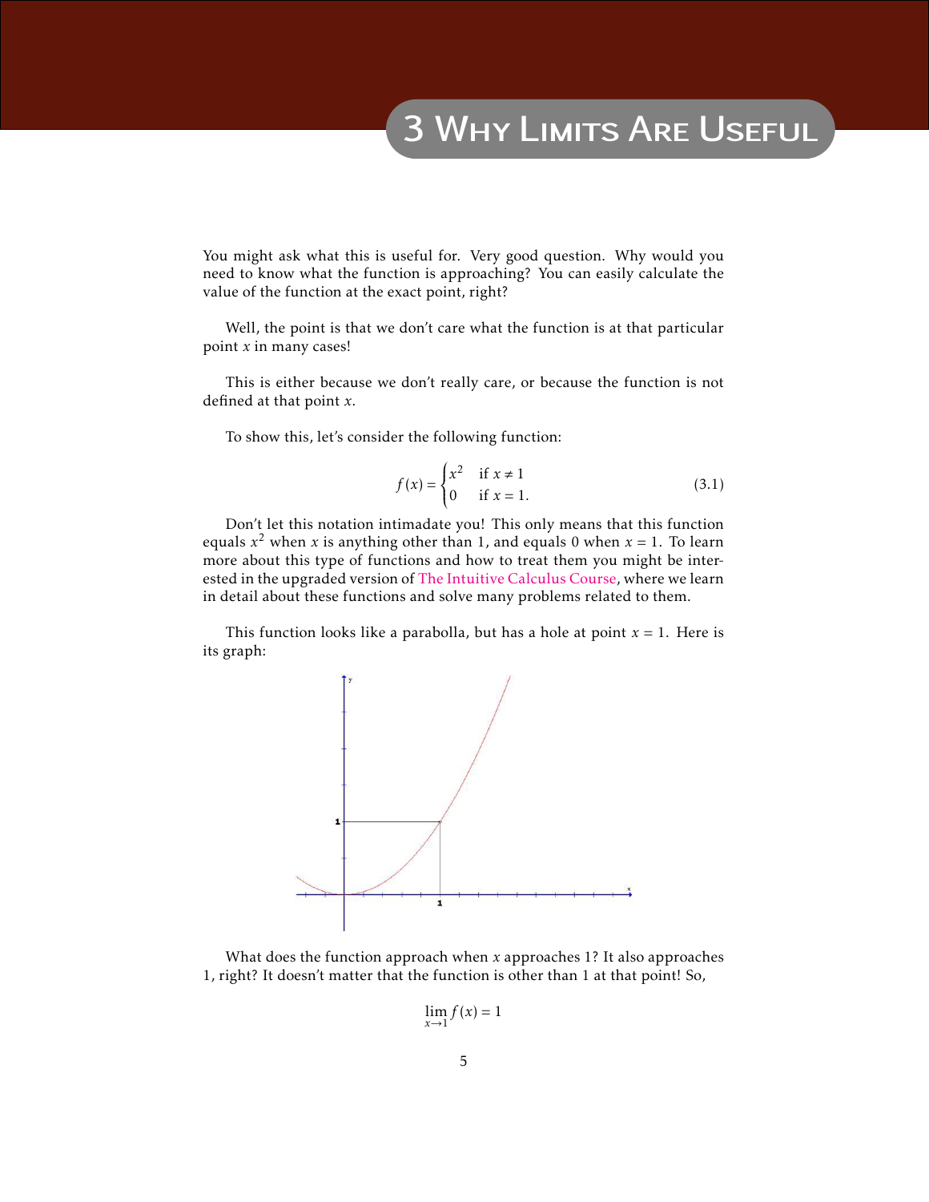# 3 Why Limits Are Useful

You might ask what this is useful for. Very good question. Why would you need to know what the function is approaching? You can easily calculate the value of the function at the exact point, right?

Well, the point is that we don't care what the function is at that particular point $x$ in many cases!

This is either because we don't really care, or because the function is not defined at that point $x$.

To show this, let's consider the following function:

$$f(x) = \begin{cases} x^2 & \text{if } x \neq 1 \\ 0 & \text{if } x = 1. \end{cases} \tag{3.1}$$

Don't let this notation intimadate you! This only means that this function equals $x^2$ when $x$ is anything other than 1, and equals 0 when $x = 1$. To learn more about this type of functions and how to treat them you might be interested in the upgraded version of The Intuitive Calculus Course, where we learn in detail about these functions and solve many problems related to them.

This function looks like a parabolla, but has a hole at point $x = 1$. Here is its graph:

What does the function approach when $x$ approaches 1? It also approaches 1, right? It doesn't matter that the function is other than 1 at that point! So,

$$\lim_{x \to 1} f(x) = 1$$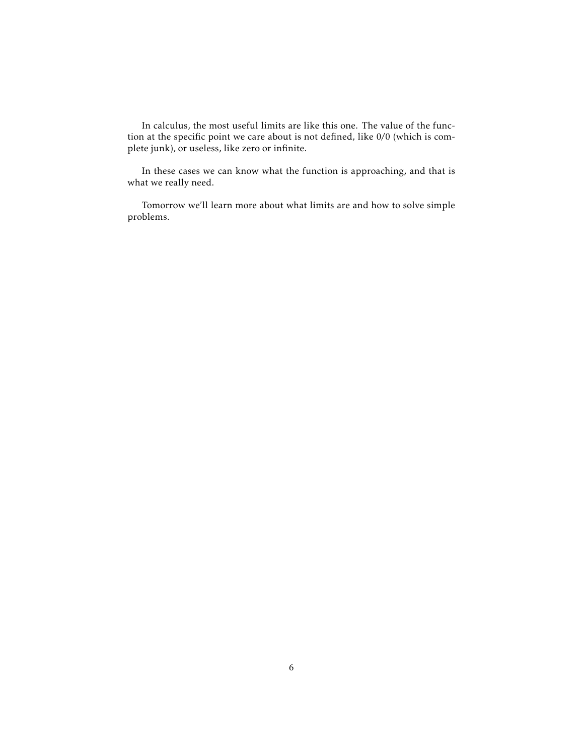In calculus, the most useful limits are like this one. The value of the function at the specific point we care about is not defined, like 0/0 (which is complete junk), or useless, like zero or infinite.

In these cases we can know what the function is approaching, and that is what we really need.

Tomorrow we'll learn more about what limits are and how to solve simple problems.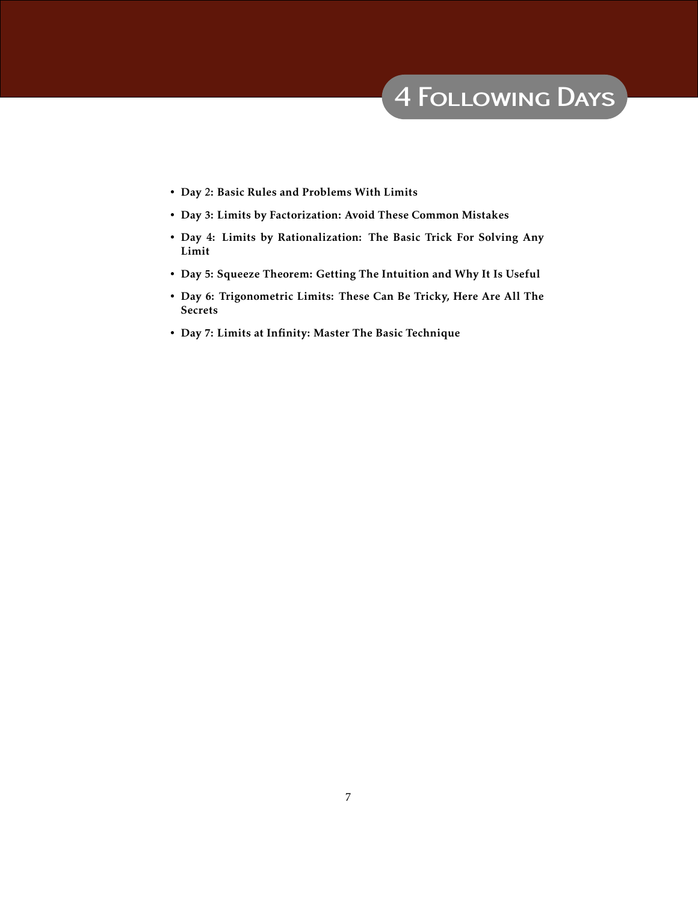# 4 Following Days

- **Day 2: Basic Rules and Problems With Limits**
- **Day 3: Limits by Factorization: Avoid These Common Mistakes**
- **Day 4: Limits by Rationalization: The Basic Trick For Solving Any Limit**
- **Day 5: Squeeze Theorem: Getting The Intuition and Why It Is Useful**
- **Day 6: Trigonometric Limits: These Can Be Tricky, Here Are All The Secrets**
- **Day 7: Limits at Infinity: Master The Basic Technique**